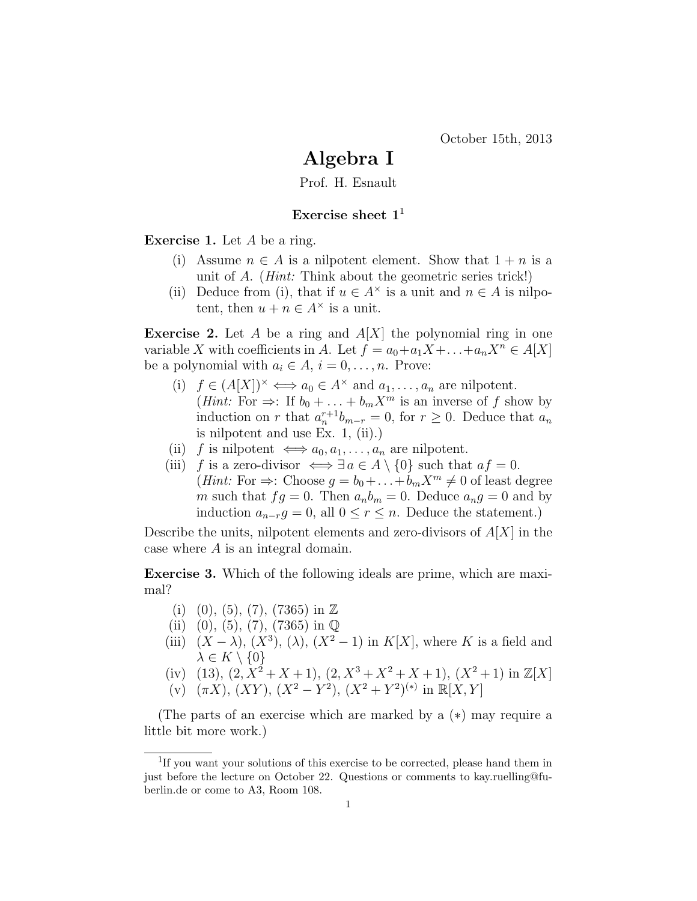October 15th, 2013

# Algebra I

Prof. H. Esnault

### Exercise sheet 1[1]

**Exercise 1.** Let $A$ be a ring.

- (i) Assume $n \in A$ is a nilpotent element. Show that $1 + n$ is a unit of $A$. (*Hint:* Think about the geometric series trick!)
- (ii) Deduce from (i), that if $u \in A^\times$ is a unit and $n \in A$ is nilpotent, then $u + n \in A^\times$ is a unit.

**Exercise 2.** Let $A$ be a ring and $A[X]$ the polynomial ring in one variable $X$ with coefficients in $A$. Let $f = a_0 + a_1 X + \ldots + a_n X^n \in A[X]$ be a polynomial with $a_i \in A$, $i = 0, \ldots, n$. Prove:

- (i) $f \in (A[X])^\times \iff a_0 \in A^\times$ and $a_1, \ldots, a_n$ are nilpotent. (*Hint:* For $\Rightarrow$: If $b_0 + \ldots + b_m X^m$ is an inverse of $f$ show by induction on $r$ that $a_n^{r+1} b_{m-r} = 0$, for $r \geq 0$. Deduce that $a_n$ is nilpotent and use Ex. 1, (ii).)
- (ii) $f$ is nilpotent $\iff a_0, a_1, \ldots, a_n$ are nilpotent.
- (iii) $f$ is a zero-divisor $\iff \exists\, a \in A \setminus \{0\}$ such that $af = 0$. (*Hint:* For $\Rightarrow$: Choose $g = b_0 + \ldots + b_m X^m \neq 0$ of least degree $m$ such that $fg = 0$. Then $a_n b_m = 0$. Deduce $a_n g = 0$ and by induction $a_{n-r} g = 0$, all $0 \leq r \leq n$. Deduce the statement.)

Describe the units, nilpotent elements and zero-divisors of $A[X]$ in the case where $A$ is an integral domain.

**Exercise 3.** Which of the following ideals are prime, which are maximal?

- (i) $(0)$, $(5)$, $(7)$, $(7365)$ in $\mathbb{Z}$
- (ii) $(0)$, $(5)$, $(7)$, $(7365)$ in $\mathbb{Q}$
- (iii) $(X - \lambda)$, $(X^3)$, $(\lambda)$, $(X^2 - 1)$ in $K[X]$, where $K$ is a field and $\lambda \in K \setminus \{0\}$
- (iv) $(13)$, $(2, X^2 + X + 1)$, $(2, X^3 + X^2 + X + 1)$, $(X^2 + 1)$ in $\mathbb{Z}[X]$
- (v) $(\pi X)$, $(XY)$, $(X^2 - Y^2)$, $(X^2 + Y^2)^{(*)}$ in $\mathbb{R}[X, Y]$

(The parts of an exercise which are marked by a $(*)$ may require a little bit more work.)

---

[1] If you want your solutions of this exercise to be corrected, please hand them in just before the lecture on October 22. Questions or comments to kay.ruelling@fu-berlin.de or come to A3, Room 108.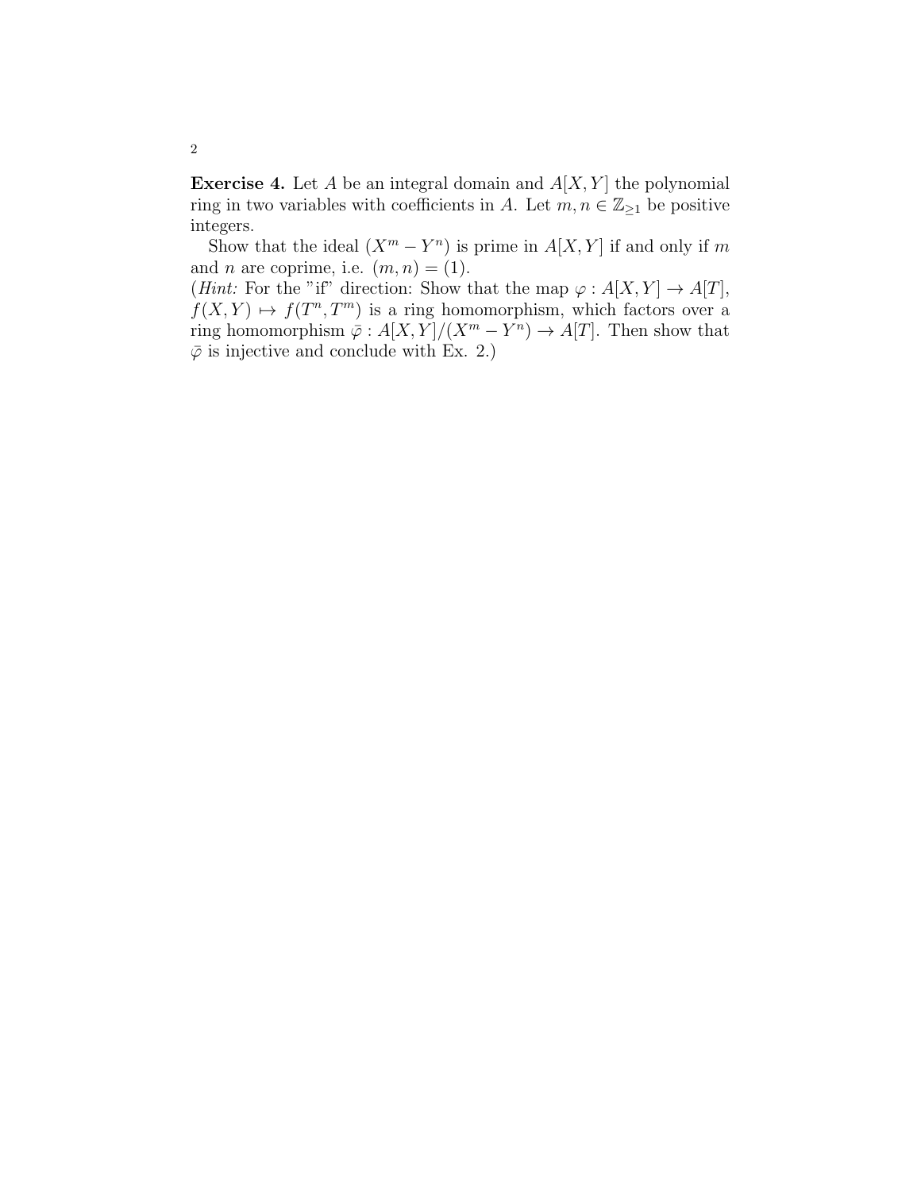**Exercise 4.** Let $A$ be an integral domain and $A[X,Y]$ the polynomial ring in two variables with coefficients in $A$. Let $m,n \in \mathbb{Z}_{\geq 1}$ be positive integers.

Show that the ideal $(X^m - Y^n)$ is prime in $A[X,Y]$ if and only if $m$ and $n$ are coprime, i.e. $(m,n) = (1)$.
(*Hint:* For the "if' direction: Show that the map $\varphi : A[X,Y] \to A[T]$, $f(X,Y) \mapsto f(T^n, T^m)$ is a ring homomorphism, which factors over a ring homomorphism $\bar{\varphi} : A[X,Y]/(X^m - Y^n) \to A[T]$. Then show that $\bar{\varphi}$ is injective and conclude with Ex. 2.)